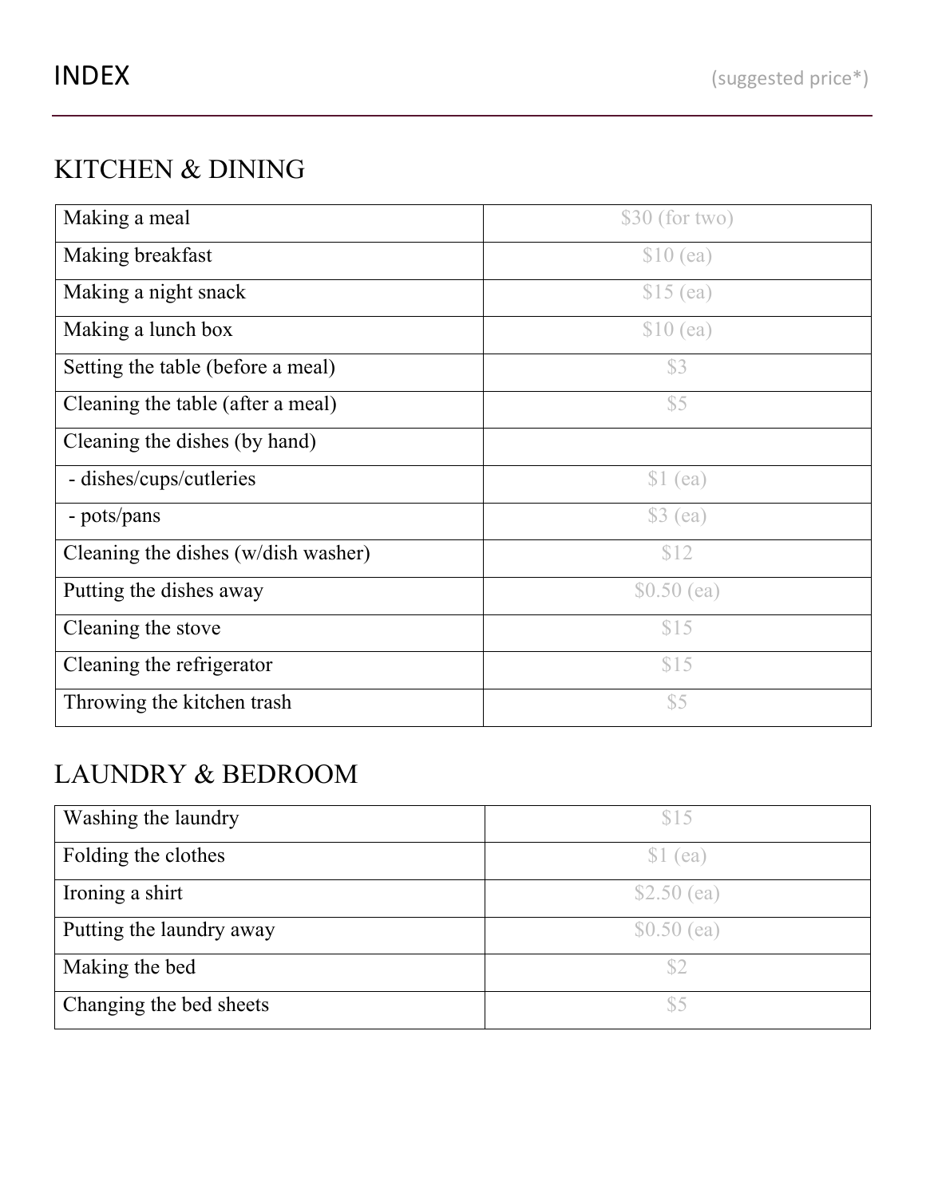# INDEX

(suggested price*)

## KITCHEN & DINING

| | |
|---|---|
| Making a meal | $30 (for two) |
| Making breakfast | $10 (ea) |
| Making a night snack | $15 (ea) |
| Making a lunch box | $10 (ea) |
| Setting the table (before a meal) | $3 |
| Cleaning the table (after a meal) | $5 |
| Cleaning the dishes (by hand) | |
| - dishes/cups/cutleries | $1 (ea) |
| - pots/pans | $3 (ea) |
| Cleaning the dishes (w/dish washer) | $12 |
| Putting the dishes away | $0.50 (ea) |
| Cleaning the stove | $15 |
| Cleaning the refrigerator | $15 |
| Throwing the kitchen trash | $5 |

## LAUNDRY & BEDROOM

| | |
|---|---|
| Washing the laundry | $15 |
| Folding the clothes | $1 (ea) |
| Ironing a shirt | $2.50 (ea) |
| Putting the laundry away | $0.50 (ea) |
| Making the bed | $2 |
| Changing the bed sheets | $5 |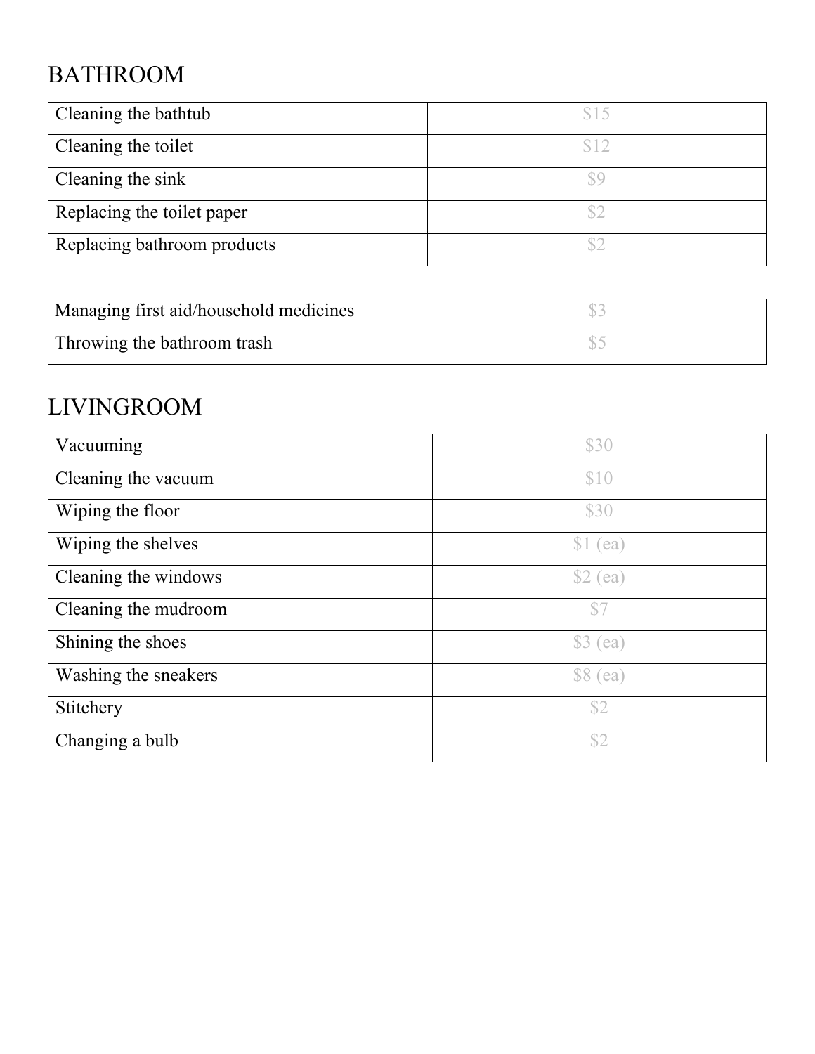# BATHROOM

| Cleaning the bathtub | $15 |
| --- | --- |
| Cleaning the toilet | $12 |
| Cleaning the sink | $9 |
| Replacing the toilet paper | $2 |
| Replacing bathroom products | $2 |
| Managing first aid/household medicines | $3 |
| Throwing the bathroom trash | $5 |

# LIVINGROOM

| Vacuuming | $30 |
| --- | --- |
| Cleaning the vacuum | $10 |
| Wiping the floor | $30 |
| Wiping the shelves | $1 (ea) |
| Cleaning the windows | $2 (ea) |
| Cleaning the mudroom | $7 |
| Shining the shoes | $3 (ea) |
| Washing the sneakers | $8 (ea) |
| Stitchery | $2 |
| Changing a bulb | $2 |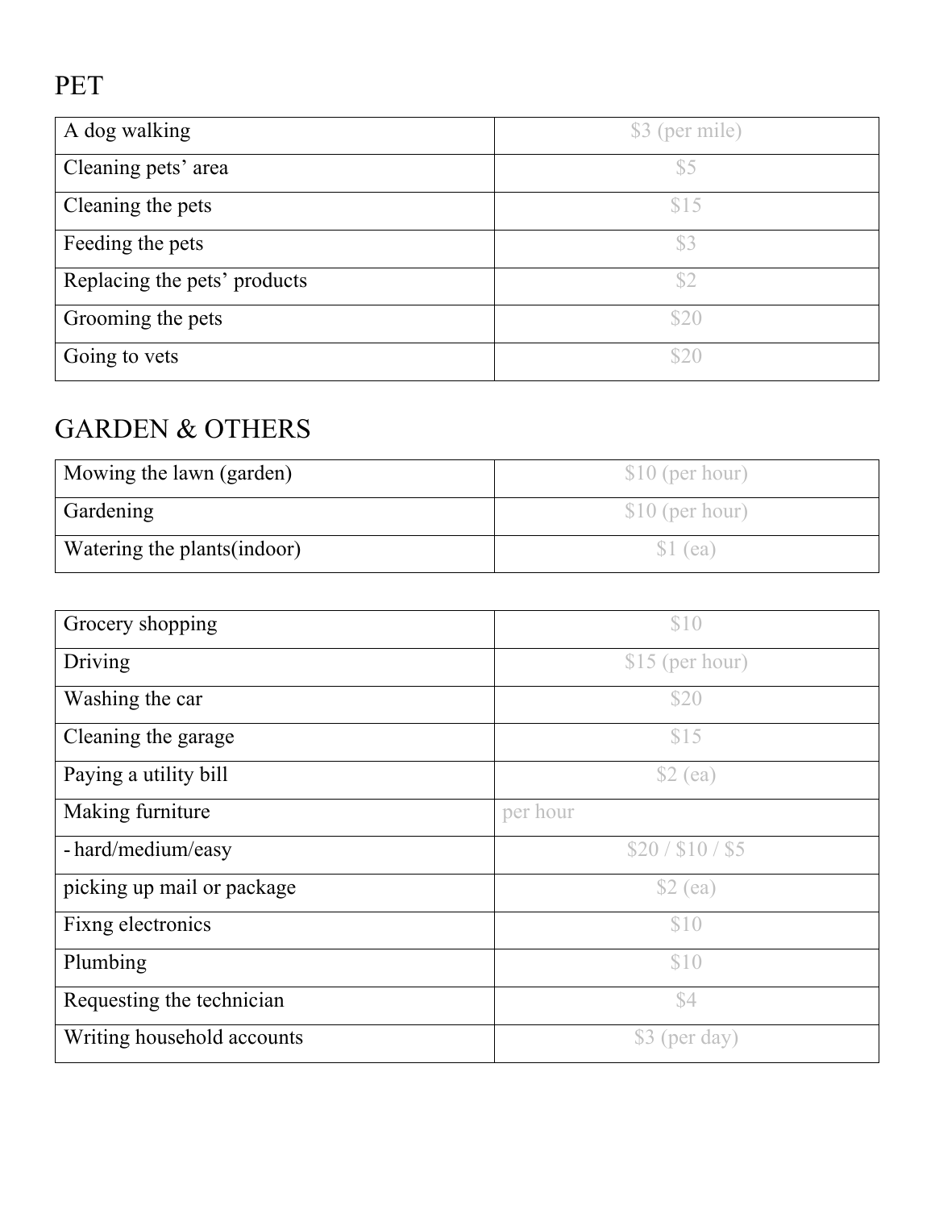## PET

| | |
|---|---|
| A dog walking | $3 (per mile) |
| Cleaning pets' area | $5 |
| Cleaning the pets | $15 |
| Feeding the pets | $3 |
| Replacing the pets' products | $2 |
| Grooming the pets | $20 |
| Going to vets | $20 |

## GARDEN & OTHERS

| | |
|---|---|
| Mowing the lawn (garden) | $10 (per hour) |
| Gardening | $10 (per hour) |
| Watering the plants(indoor) | $1 (ea) |

| | |
|---|---|
| Grocery shopping | $10 |
| Driving | $15 (per hour) |
| Washing the car | $20 |
| Cleaning the garage | $15 |
| Paying a utility bill | $2 (ea) |
| Making furniture | per hour |
| - hard/medium/easy | $20 / $10 / $5 |
| picking up mail or package | $2 (ea) |
| Fixng electronics | $10 |
| Plumbing | $10 |
| Requesting the technician | $4 |
| Writing household accounts | $3 (per day) |